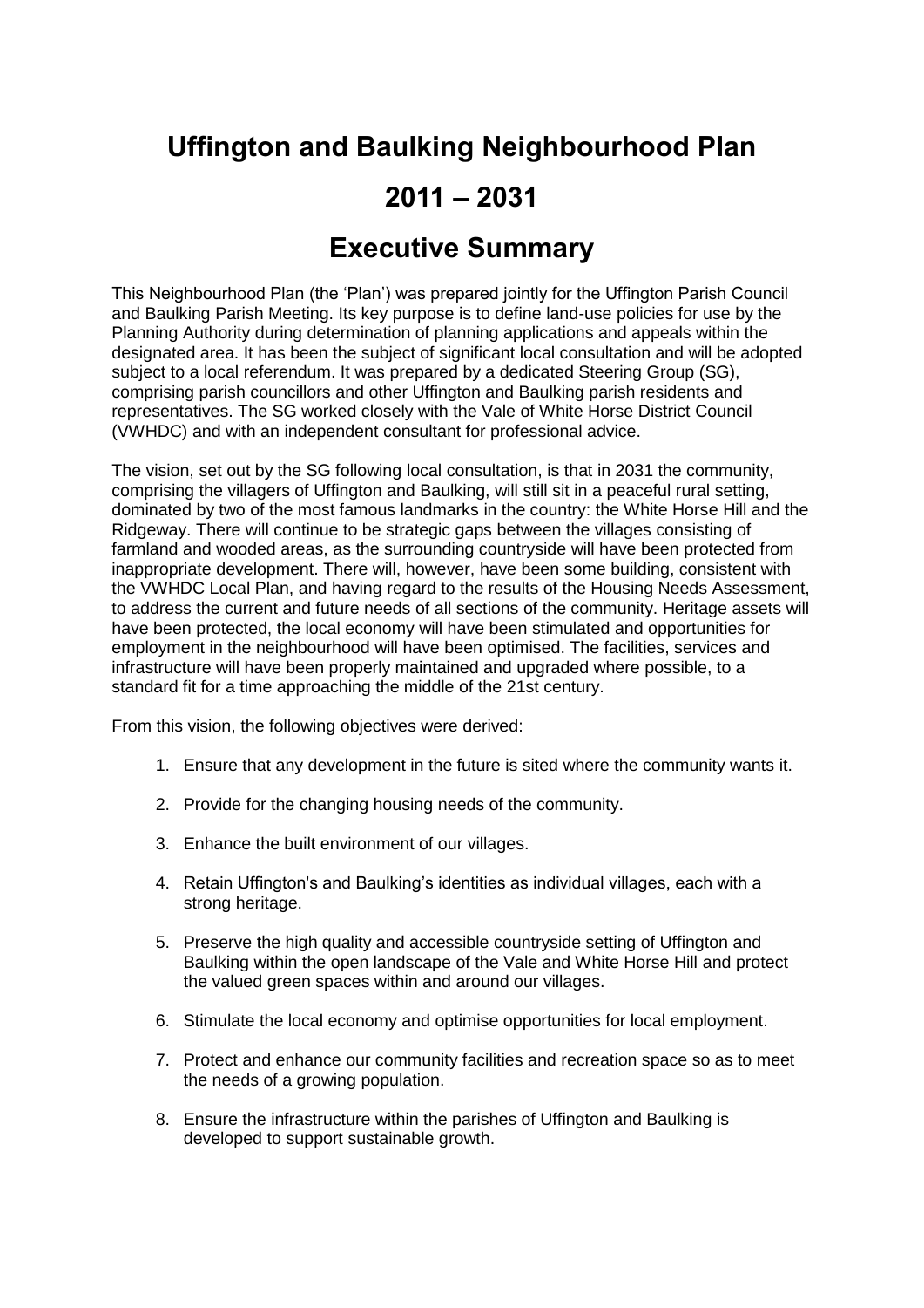# Uffington and Baulking Neighbourhood Plan

# 2011 – 2031

## Executive Summary

This Neighbourhood Plan (the 'Plan') was prepared jointly for the Uffington Parish Council and Baulking Parish Meeting. Its key purpose is to define land-use policies for use by the Planning Authority during determination of planning applications and appeals within the designated area. It has been the subject of significant local consultation and will be adopted subject to a local referendum. It was prepared by a dedicated Steering Group (SG), comprising parish councillors and other Uffington and Baulking parish residents and representatives. The SG worked closely with the Vale of White Horse District Council (VWHDC) and with an independent consultant for professional advice.

The vision, set out by the SG following local consultation, is that in 2031 the community, comprising the villagers of Uffington and Baulking, will still sit in a peaceful rural setting, dominated by two of the most famous landmarks in the country: the White Horse Hill and the Ridgeway. There will continue to be strategic gaps between the villages consisting of farmland and wooded areas, as the surrounding countryside will have been protected from inappropriate development. There will, however, have been some building, consistent with the VWHDC Local Plan, and having regard to the results of the Housing Needs Assessment, to address the current and future needs of all sections of the community. Heritage assets will have been protected, the local economy will have been stimulated and opportunities for employment in the neighbourhood will have been optimised. The facilities, services and infrastructure will have been properly maintained and upgraded where possible, to a standard fit for a time approaching the middle of the 21st century.

From this vision, the following objectives were derived:

1. Ensure that any development in the future is sited where the community wants it.
2. Provide for the changing housing needs of the community.
3. Enhance the built environment of our villages.
4. Retain Uffington's and Baulking's identities as individual villages, each with a strong heritage.
5. Preserve the high quality and accessible countryside setting of Uffington and Baulking within the open landscape of the Vale and White Horse Hill and protect the valued green spaces within and around our villages.
6. Stimulate the local economy and optimise opportunities for local employment.
7. Protect and enhance our community facilities and recreation space so as to meet the needs of a growing population.
8. Ensure the infrastructure within the parishes of Uffington and Baulking is developed to support sustainable growth.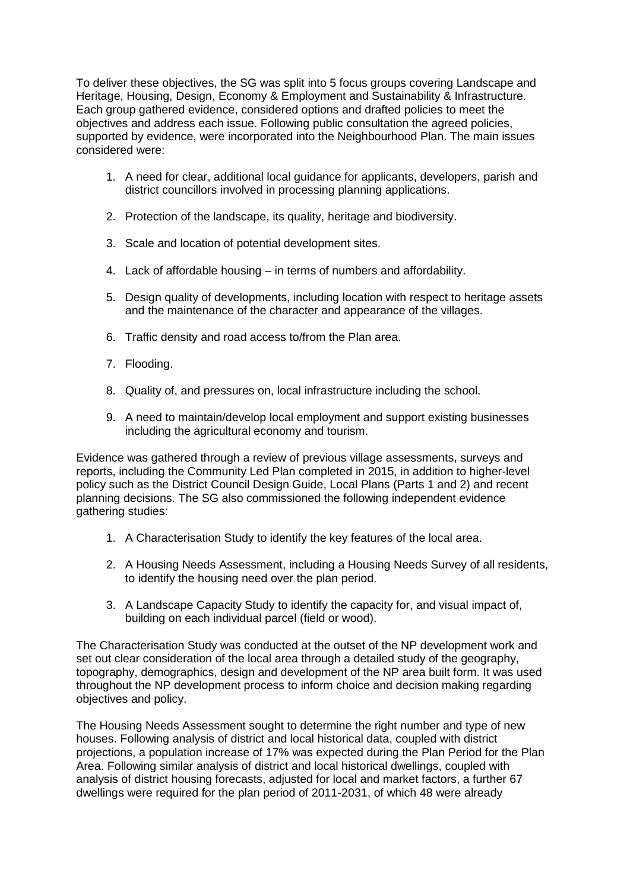To deliver these objectives, the SG was split into 5 focus groups covering Landscape and Heritage, Housing, Design, Economy & Employment and Sustainability & Infrastructure. Each group gathered evidence, considered options and drafted policies to meet the objectives and address each issue. Following public consultation the agreed policies, supported by evidence, were incorporated into the Neighbourhood Plan. The main issues considered were:

1. A need for clear, additional local guidance for applicants, developers, parish and district councillors involved in processing planning applications.

2. Protection of the landscape, its quality, heritage and biodiversity.

3. Scale and location of potential development sites.

4. Lack of affordable housing – in terms of numbers and affordability.

5. Design quality of developments, including location with respect to heritage assets and the maintenance of the character and appearance of the villages.

6. Traffic density and road access to/from the Plan area.

7. Flooding.

8. Quality of, and pressures on, local infrastructure including the school.

9. A need to maintain/develop local employment and support existing businesses including the agricultural economy and tourism.

Evidence was gathered through a review of previous village assessments, surveys and reports, including the Community Led Plan completed in 2015, in addition to higher-level policy such as the District Council Design Guide, Local Plans (Parts 1 and 2) and recent planning decisions. The SG also commissioned the following independent evidence gathering studies:

1. A Characterisation Study to identify the key features of the local area.

2. A Housing Needs Assessment, including a Housing Needs Survey of all residents, to identify the housing need over the plan period.

3. A Landscape Capacity Study to identify the capacity for, and visual impact of, building on each individual parcel (field or wood).

The Characterisation Study was conducted at the outset of the NP development work and set out clear consideration of the local area through a detailed study of the geography, topography, demographics, design and development of the NP area built form. It was used throughout the NP development process to inform choice and decision making regarding objectives and policy.

The Housing Needs Assessment sought to determine the right number and type of new houses. Following analysis of district and local historical data, coupled with district projections, a population increase of 17% was expected during the Plan Period for the Plan Area. Following similar analysis of district and local historical dwellings, coupled with analysis of district housing forecasts, adjusted for local and market factors, a further 67 dwellings were required for the plan period of 2011-2031, of which 48 were already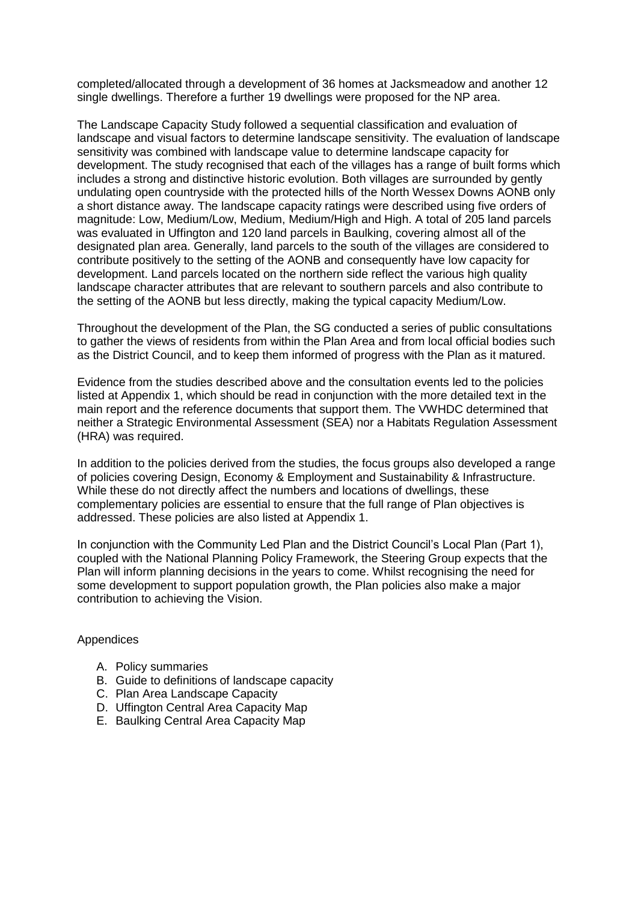completed/allocated through a development of 36 homes at Jacksmeadow and another 12 single dwellings. Therefore a further 19 dwellings were proposed for the NP area.

The Landscape Capacity Study followed a sequential classification and evaluation of landscape and visual factors to determine landscape sensitivity. The evaluation of landscape sensitivity was combined with landscape value to determine landscape capacity for development. The study recognised that each of the villages has a range of built forms which includes a strong and distinctive historic evolution. Both villages are surrounded by gently undulating open countryside with the protected hills of the North Wessex Downs AONB only a short distance away. The landscape capacity ratings were described using five orders of magnitude: Low, Medium/Low, Medium, Medium/High and High. A total of 205 land parcels was evaluated in Uffington and 120 land parcels in Baulking, covering almost all of the designated plan area. Generally, land parcels to the south of the villages are considered to contribute positively to the setting of the AONB and consequently have low capacity for development. Land parcels located on the northern side reflect the various high quality landscape character attributes that are relevant to southern parcels and also contribute to the setting of the AONB but less directly, making the typical capacity Medium/Low.

Throughout the development of the Plan, the SG conducted a series of public consultations to gather the views of residents from within the Plan Area and from local official bodies such as the District Council, and to keep them informed of progress with the Plan as it matured.

Evidence from the studies described above and the consultation events led to the policies listed at Appendix 1, which should be read in conjunction with the more detailed text in the main report and the reference documents that support them. The VWHDC determined that neither a Strategic Environmental Assessment (SEA) nor a Habitats Regulation Assessment (HRA) was required.

In addition to the policies derived from the studies, the focus groups also developed a range of policies covering Design, Economy & Employment and Sustainability & Infrastructure. While these do not directly affect the numbers and locations of dwellings, these complementary policies are essential to ensure that the full range of Plan objectives is addressed. These policies are also listed at Appendix 1.

In conjunction with the Community Led Plan and the District Council's Local Plan (Part 1), coupled with the National Planning Policy Framework, the Steering Group expects that the Plan will inform planning decisions in the years to come. Whilst recognising the need for some development to support population growth, the Plan policies also make a major contribution to achieving the Vision.

Appendices

A. Policy summaries
B. Guide to definitions of landscape capacity
C. Plan Area Landscape Capacity
D. Uffington Central Area Capacity Map
E. Baulking Central Area Capacity Map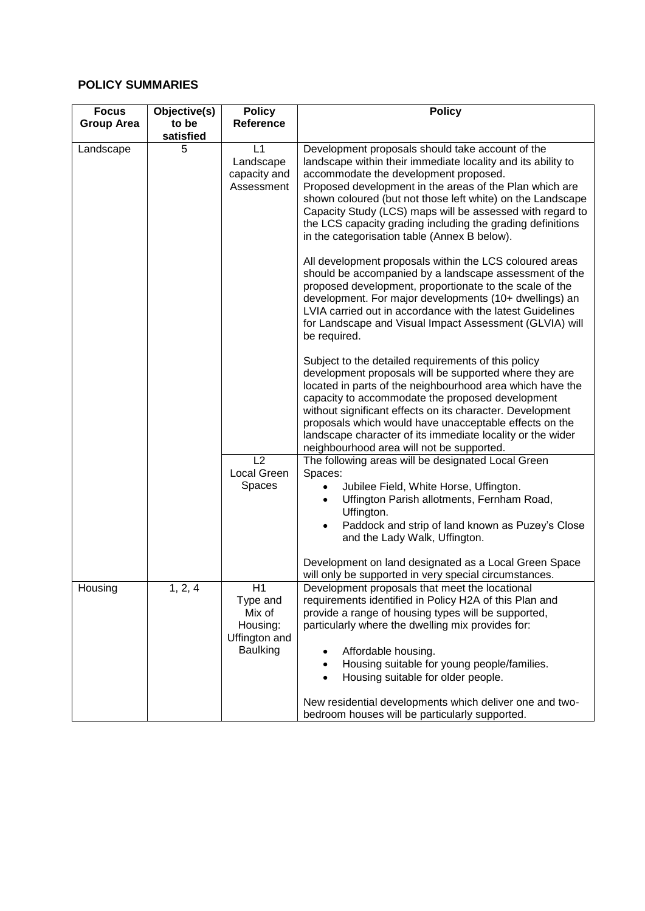## POLICY SUMMARIES

| Focus Group Area | Objective(s) to be satisfied | Policy Reference | Policy |
|---|---|---|---|
| Landscape | 5 | L1 Landscape capacity and Assessment | Development proposals should take account of the landscape within their immediate locality and its ability to accommodate the development proposed.<br>Proposed development in the areas of the Plan which are shown coloured (but not those left white) on the Landscape Capacity Study (LCS) maps will be assessed with regard to the LCS capacity grading including the grading definitions in the categorisation table (Annex B below).<br><br>All development proposals within the LCS coloured areas should be accompanied by a landscape assessment of the proposed development, proportionate to the scale of the development. For major developments (10+ dwellings) an LVIA carried out in accordance with the latest Guidelines for Landscape and Visual Impact Assessment (GLVIA) will be required.<br><br>Subject to the detailed requirements of this policy development proposals will be supported where they are located in parts of the neighbourhood area which have the capacity to accommodate the proposed development without significant effects on its character. Development proposals which would have unacceptable effects on the landscape character of its immediate locality or the wider neighbourhood area will not be supported. |
| | | L2 Local Green Spaces | The following areas will be designated Local Green Spaces:<br>• Jubilee Field, White Horse, Uffington.<br>• Uffington Parish allotments, Fernham Road, Uffington.<br>• Paddock and strip of land known as Puzey's Close and the Lady Walk, Uffington.<br><br>Development on land designated as a Local Green Space will only be supported in very special circumstances. |
| Housing | 1, 2, 4 | H1 Type and Mix of Housing: Uffington and Baulking | Development proposals that meet the locational requirements identified in Policy H2A of this Plan and provide a range of housing types will be supported, particularly where the dwelling mix provides for:<br><br>• Affordable housing.<br>• Housing suitable for young people/families.<br>• Housing suitable for older people.<br><br>New residential developments which deliver one and two-bedroom houses will be particularly supported. |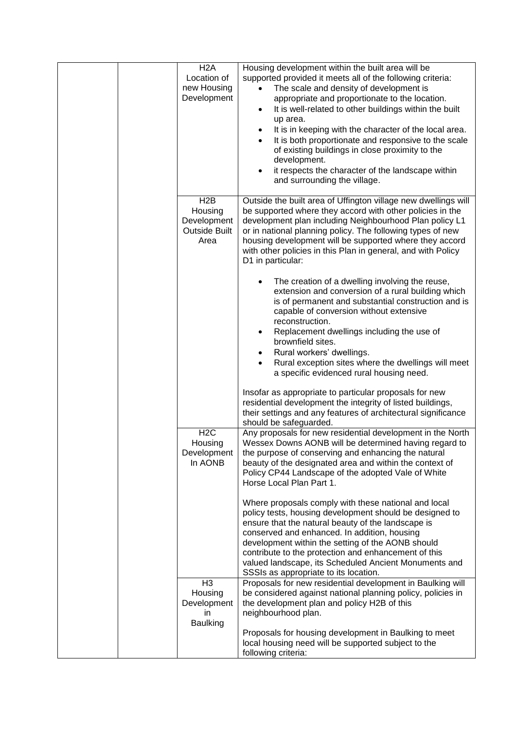| | | | |
|---|---|---|---|
| | | H2A<br>Location of new Housing Development | Housing development within the built area will be supported provided it meets all of the following criteria:<br>• The scale and density of development is appropriate and proportionate to the location.<br>• It is well-related to other buildings within the built up area.<br>• It is in keeping with the character of the local area.<br>• It is both proportionate and responsive to the scale of existing buildings in close proximity to the development.<br>• it respects the character of the landscape within and surrounding the village. |
| | | H2B<br>Housing Development Outside Built Area | Outside the built area of Uffington village new dwellings will be supported where they accord with other policies in the development plan including Neighbourhood Plan policy L1 or in national planning policy. The following types of new housing development will be supported where they accord with other policies in this Plan in general, and with Policy D1 in particular:<br><br>• The creation of a dwelling involving the reuse, extension and conversion of a rural building which is of permanent and substantial construction and is capable of conversion without extensive reconstruction.<br>• Replacement dwellings including the use of brownfield sites.<br>• Rural workers' dwellings.<br>• Rural exception sites where the dwellings will meet a specific evidenced rural housing need.<br><br>Insofar as appropriate to particular proposals for new residential development the integrity of listed buildings, their settings and any features of architectural significance should be safeguarded. |
| | | H2C<br>Housing Development In AONB | Any proposals for new residential development in the North Wessex Downs AONB will be determined having regard to the purpose of conserving and enhancing the natural beauty of the designated area and within the context of Policy CP44 Landscape of the adopted Vale of White Horse Local Plan Part 1.<br><br>Where proposals comply with these national and local policy tests, housing development should be designed to ensure that the natural beauty of the landscape is conserved and enhanced. In addition, housing development within the setting of the AONB should contribute to the protection and enhancement of this valued landscape, its Scheduled Ancient Monuments and SSSIs as appropriate to its location. |
| | | H3<br>Housing Development in Baulking | Proposals for new residential development in Baulking will be considered against national planning policy, policies in the development plan and policy H2B of this neighbourhood plan.<br><br>Proposals for housing development in Baulking to meet local housing need will be supported subject to the following criteria: |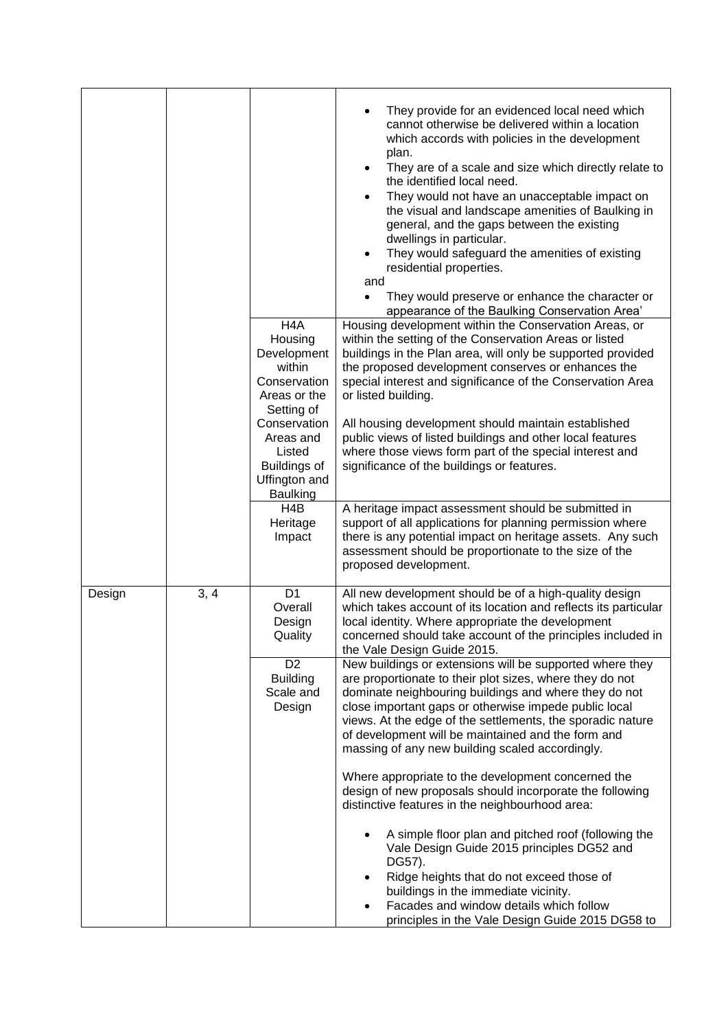| | | | |
|---|---|---|---|
| | | | • They provide for an evidenced local need which cannot otherwise be delivered within a location which accords with policies in the development plan.<br>• They are of a scale and size which directly relate to the identified local need.<br>• They would not have an unacceptable impact on the visual and landscape amenities of Baulking in general, and the gaps between the existing dwellings in particular.<br>• They would safeguard the amenities of existing residential properties.<br>and<br>• They would preserve or enhance the character or appearance of the Baulking Conservation Area' |
| | | H4A Housing Development within Conservation Areas or the Setting of Conservation Areas and Listed Buildings of Uffington and Baulking | Housing development within the Conservation Areas, or within the setting of the Conservation Areas or listed buildings in the Plan area, will only be supported provided the proposed development conserves or enhances the special interest and significance of the Conservation Area or listed building.<br><br>All housing development should maintain established public views of listed buildings and other local features where those views form part of the special interest and significance of the buildings or features. |
| | | H4B Heritage Impact | A heritage impact assessment should be submitted in support of all applications for planning permission where there is any potential impact on heritage assets. Any such assessment should be proportionate to the size of the proposed development. |
| Design | 3, 4 | D1 Overall Design Quality | All new development should be of a high-quality design which takes account of its location and reflects its particular local identity. Where appropriate the development concerned should take account of the principles included in the Vale Design Guide 2015. |
| | | D2 Building Scale and Design | New buildings or extensions will be supported where they are proportionate to their plot sizes, where they do not dominate neighbouring buildings and where they do not close important gaps or otherwise impede public local views. At the edge of the settlements, the sporadic nature of development will be maintained and the form and massing of any new building scaled accordingly.<br><br>Where appropriate to the development concerned the design of new proposals should incorporate the following distinctive features in the neighbourhood area:<br><br>• A simple floor plan and pitched roof (following the Vale Design Guide 2015 principles DG52 and DG57).<br>• Ridge heights that do not exceed those of buildings in the immediate vicinity.<br>• Facades and window details which follow principles in the Vale Design Guide 2015 DG58 to |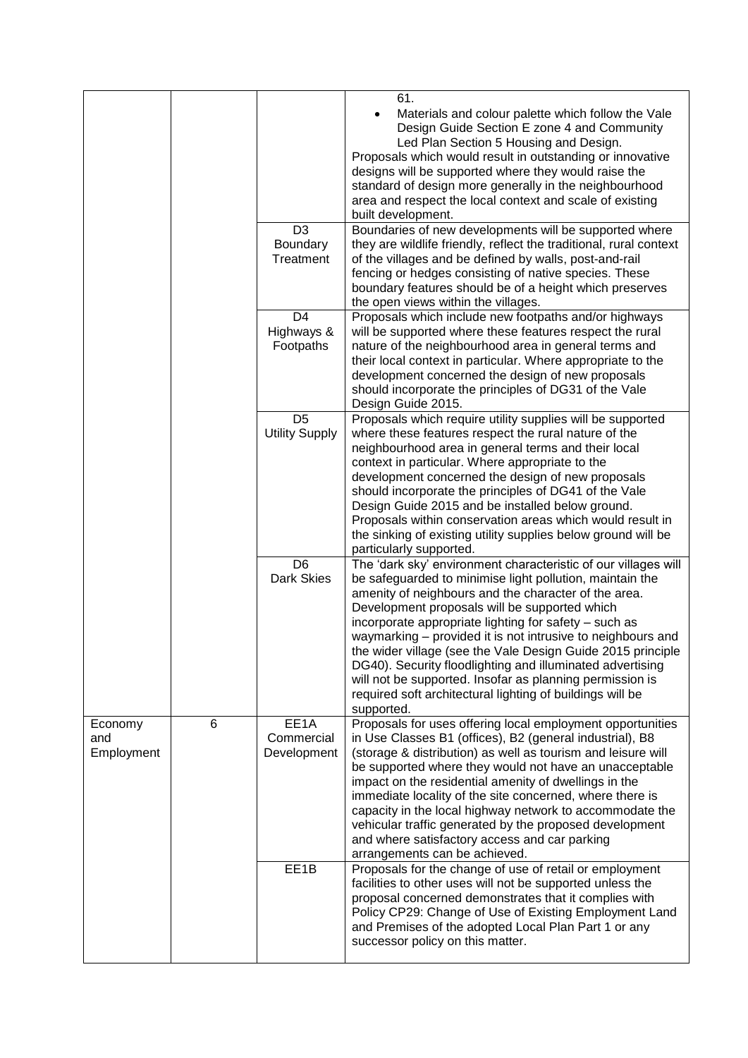| | | | |
|---|---|---|---|
| | | | 61.<br>• Materials and colour palette which follow the Vale Design Guide Section E zone 4 and Community Led Plan Section 5 Housing and Design.<br>Proposals which would result in outstanding or innovative designs will be supported where they would raise the standard of design more generally in the neighbourhood area and respect the local context and scale of existing built development. |
| | | D3<br>Boundary Treatment | Boundaries of new developments will be supported where they are wildlife friendly, reflect the traditional, rural context of the villages and be defined by walls, post-and-rail fencing or hedges consisting of native species. These boundary features should be of a height which preserves the open views within the villages. |
| | | D4<br>Highways & Footpaths | Proposals which include new footpaths and/or highways will be supported where these features respect the rural nature of the neighbourhood area in general terms and their local context in particular. Where appropriate to the development concerned the design of new proposals should incorporate the principles of DG31 of the Vale Design Guide 2015. |
| | | D5<br>Utility Supply | Proposals which require utility supplies will be supported where these features respect the rural nature of the neighbourhood area in general terms and their local context in particular. Where appropriate to the development concerned the design of new proposals should incorporate the principles of DG41 of the Vale Design Guide 2015 and be installed below ground. Proposals within conservation areas which would result in the sinking of existing utility supplies below ground will be particularly supported. |
| | | D6<br>Dark Skies | The 'dark sky' environment characteristic of our villages will be safeguarded to minimise light pollution, maintain the amenity of neighbours and the character of the area. Development proposals will be supported which incorporate appropriate lighting for safety – such as waymarking – provided it is not intrusive to neighbours and the wider village (see the Vale Design Guide 2015 principle DG40). Security floodlighting and illuminated advertising will not be supported. Insofar as planning permission is required soft architectural lighting of buildings will be supported. |
| Economy and Employment | 6 | EE1A<br>Commercial Development | Proposals for uses offering local employment opportunities in Use Classes B1 (offices), B2 (general industrial), B8 (storage & distribution) as well as tourism and leisure will be supported where they would not have an unacceptable impact on the residential amenity of dwellings in the immediate locality of the site concerned, where there is capacity in the local highway network to accommodate the vehicular traffic generated by the proposed development and where satisfactory access and car parking arrangements can be achieved. |
| | | EE1B | Proposals for the change of use of retail or employment facilities to other uses will not be supported unless the proposal concerned demonstrates that it complies with Policy CP29: Change of Use of Existing Employment Land and Premises of the adopted Local Plan Part 1 or any successor policy on this matter. |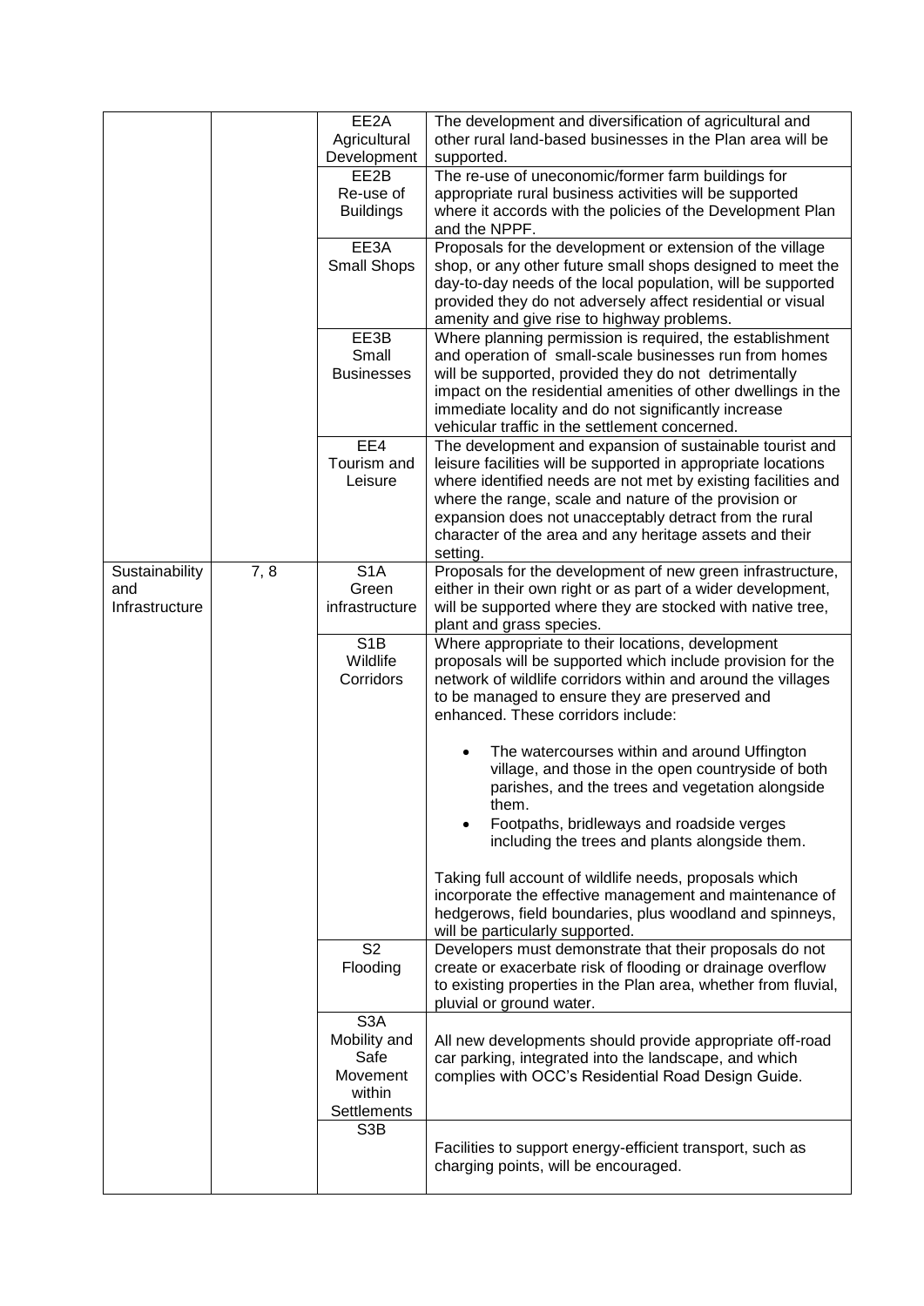| | | | |
|---|---|---|---|
| | | EE2A Agricultural Development | The development and diversification of agricultural and other rural land-based businesses in the Plan area will be supported. |
| | | EE2B Re-use of Buildings | The re-use of uneconomic/former farm buildings for appropriate rural business activities will be supported where it accords with the policies of the Development Plan and the NPPF. |
| | | EE3A Small Shops | Proposals for the development or extension of the village shop, or any other future small shops designed to meet the day-to-day needs of the local population, will be supported provided they do not adversely affect residential or visual amenity and give rise to highway problems. |
| | | EE3B Small Businesses | Where planning permission is required, the establishment and operation of small-scale businesses run from homes will be supported, provided they do not detrimentally impact on the residential amenities of other dwellings in the immediate locality and do not significantly increase vehicular traffic in the settlement concerned. |
| | | EE4 Tourism and Leisure | The development and expansion of sustainable tourist and leisure facilities will be supported in appropriate locations where identified needs are not met by existing facilities and where the range, scale and nature of the provision or expansion does not unacceptably detract from the rural character of the area and any heritage assets and their setting. |
| Sustainability and Infrastructure | 7, 8 | S1A Green infrastructure | Proposals for the development of new green infrastructure, either in their own right or as part of a wider development, will be supported where they are stocked with native tree, plant and grass species. |
| | | S1B Wildlife Corridors | Where appropriate to their locations, development proposals will be supported which include provision for the network of wildlife corridors within and around the villages to be managed to ensure they are preserved and enhanced. These corridors include:<br><br>• The watercourses within and around Uffington village, and those in the open countryside of both parishes, and the trees and vegetation alongside them.<br>• Footpaths, bridleways and roadside verges including the trees and plants alongside them.<br><br>Taking full account of wildlife needs, proposals which incorporate the effective management and maintenance of hedgerows, field boundaries, plus woodland and spinneys, will be particularly supported. |
| | | S2 Flooding | Developers must demonstrate that their proposals do not create or exacerbate risk of flooding or drainage overflow to existing properties in the Plan area, whether from fluvial, pluvial or ground water. |
| | | S3A Mobility and Safe Movement within Settlements | All new developments should provide appropriate off-road car parking, integrated into the landscape, and which complies with OCC's Residential Road Design Guide. |
| | | S3B | Facilities to support energy-efficient transport, such as charging points, will be encouraged. |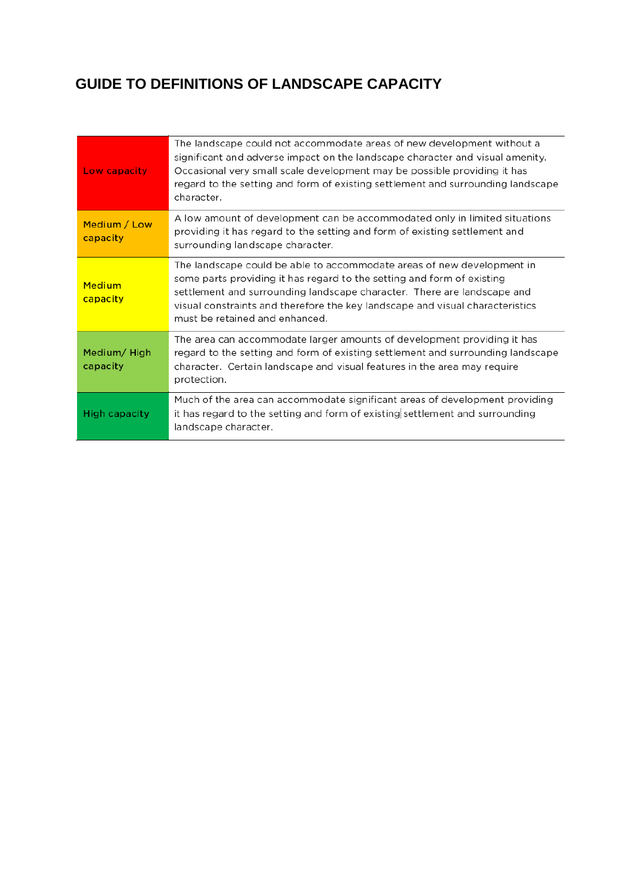# GUIDE TO DEFINITIONS OF LANDSCAPE CAPACITY

| | |
|---|---|
| Low capacity | The landscape could not accommodate areas of new development without a significant and adverse impact on the landscape character and visual amenity. Occasional very small scale development may be possible providing it has regard to the setting and form of existing settlement and surrounding landscape character. |
| Medium / Low capacity | A low amount of development can be accommodated only in limited situations providing it has regard to the setting and form of existing settlement and surrounding landscape character. |
| Medium capacity | The landscape could be able to accommodate areas of new development in some parts providing it has regard to the setting and form of existing settlement and surrounding landscape character. There are landscape and visual constraints and therefore the key landscape and visual characteristics must be retained and enhanced. |
| Medium/ High capacity | The area can accommodate larger amounts of development providing it has regard to the setting and form of existing settlement and surrounding landscape character. Certain landscape and visual features in the area may require protection. |
| High capacity | Much of the area can accommodate significant areas of development providing it has regard to the setting and form of existing settlement and surrounding landscape character. |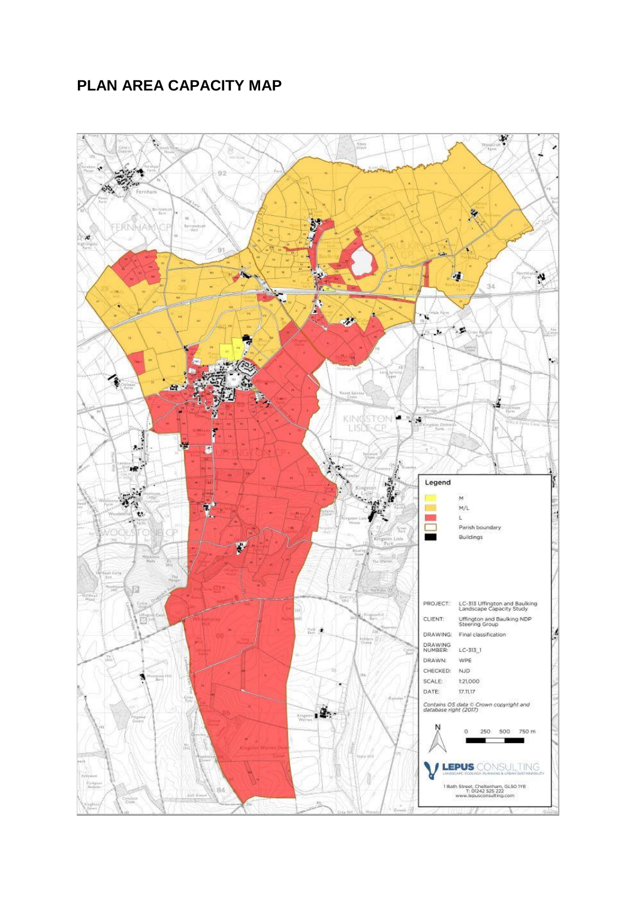# PLAN AREA CAPACITY MAP

Legend

- M
- M/L
- L
- Parish boundary
- Buildings

| | |
|---|---|
| PROJECT: | LC-313 Uffington and Baulking Landscape Capacity Study |
| CLIENT: | Uffington and Baulking NDP Steering Group |
| DRAWING: | Final classification |
| DRAWING NUMBER: | LC-313_1 |
| DRAWN: | WPE |
| CHECKED: | NJD |
| SCALE: | 1:21,000 |
| DATE: | 17.11.17 |

*Contains OS data © Crown copyright and database right (2017)*

N

0 250 500 750 m

LEPUS CONSULTING
LANDSCAPE, ECOLOGY, PLANNING & URBAN SUSTAINABILITY

1 Bath Street, Cheltenham, GL50 1YE
T: 01242 525 222
www.lepusconsulting.com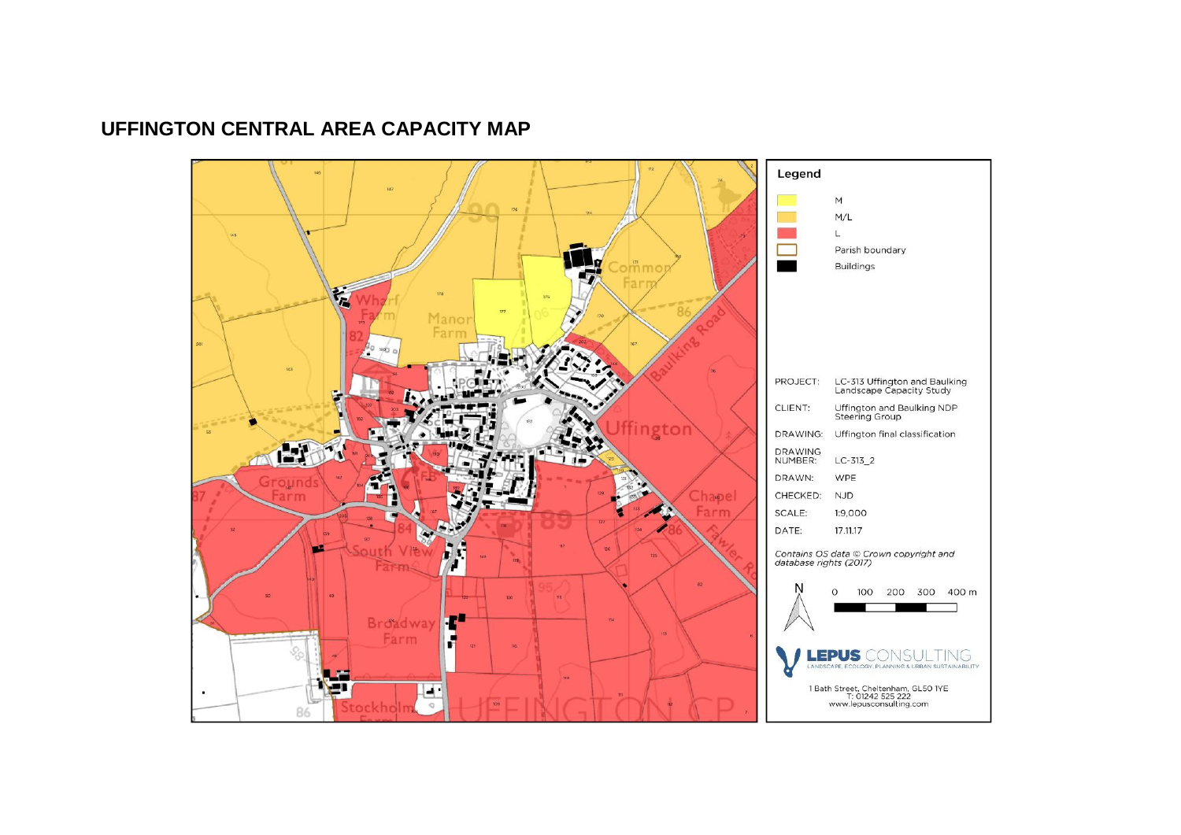# UFFINGTON CENTRAL AREA CAPACITY MAP

**Legend**

- M
- M/L
- L
- Parish boundary
- Buildings

| | |
|---|---|
| PROJECT: | LC-313 Uffington and Baulking Landscape Capacity Study |
| CLIENT: | Uffington and Baulking NDP Steering Group |
| DRAWING: | Uffington final classification |
| DRAWING NUMBER: | LC-313_2 |
| DRAWN: | WPE |
| CHECKED: | NJD |
| SCALE: | 1:9,000 |
| DATE: | 17.11.17 |

*Contains OS data © Crown copyright and database rights (2017)*

0 100 200 300 400 m

**LEPUS** CONSULTING
LANDSCAPE, ECOLOGY, PLANNING & URBAN SUSTAINABILITY

1 Bath Street, Cheltenham, GL50 1YE
T: 01242 525 222
www.lepusconsulting.com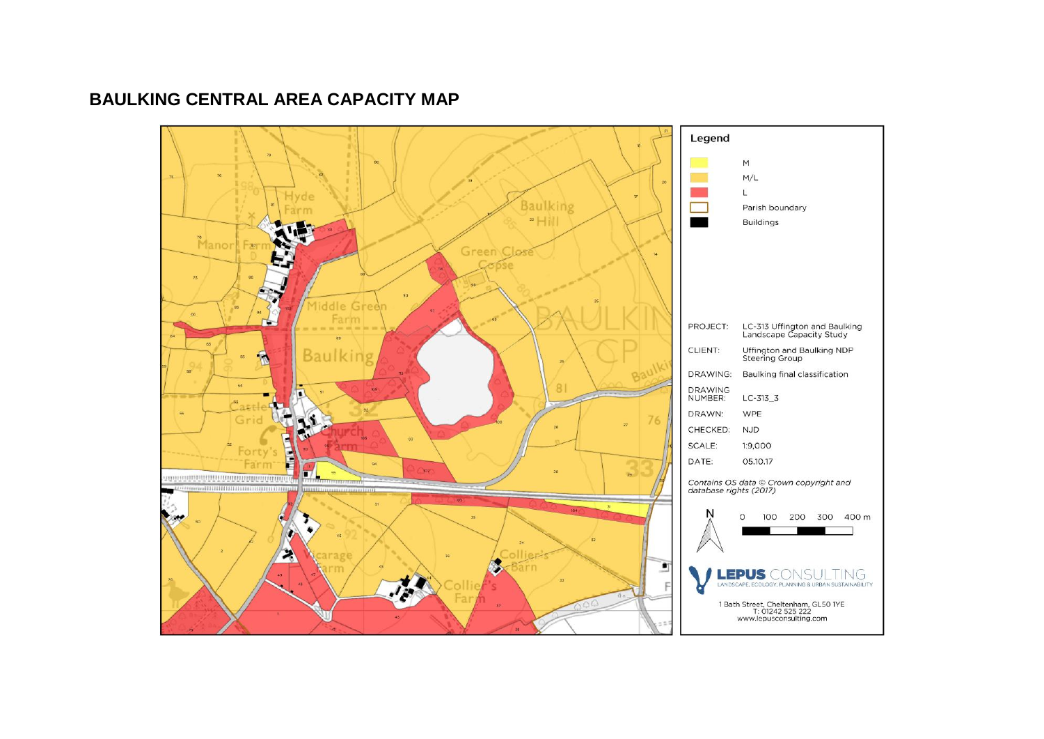# BAULKING CENTRAL AREA CAPACITY MAP

Legend

- M
- M/L
- L
- Parish boundary
- Buildings

PROJECT: LC-313 Uffington and Baulking Landscape Capacity Study

CLIENT: Uffington and Baulking NDP Steering Group

DRAWING: Baulking final classification

DRAWING NUMBER: LC-313_3

DRAWN: WPE

CHECKED: NJD

SCALE: 1:9,000

DATE: 05.10.17

*Contains OS data © Crown copyright and database rights (2017)*

N

0 100 200 300 400 m

LEPUS CONSULTING

LANDSCAPE, ECOLOGY, PLANNING & URBAN SUSTAINABILITY

1 Bath Street, Cheltenham, GL50 1YE
T: 01242 525 222
www.lepusconsulting.com